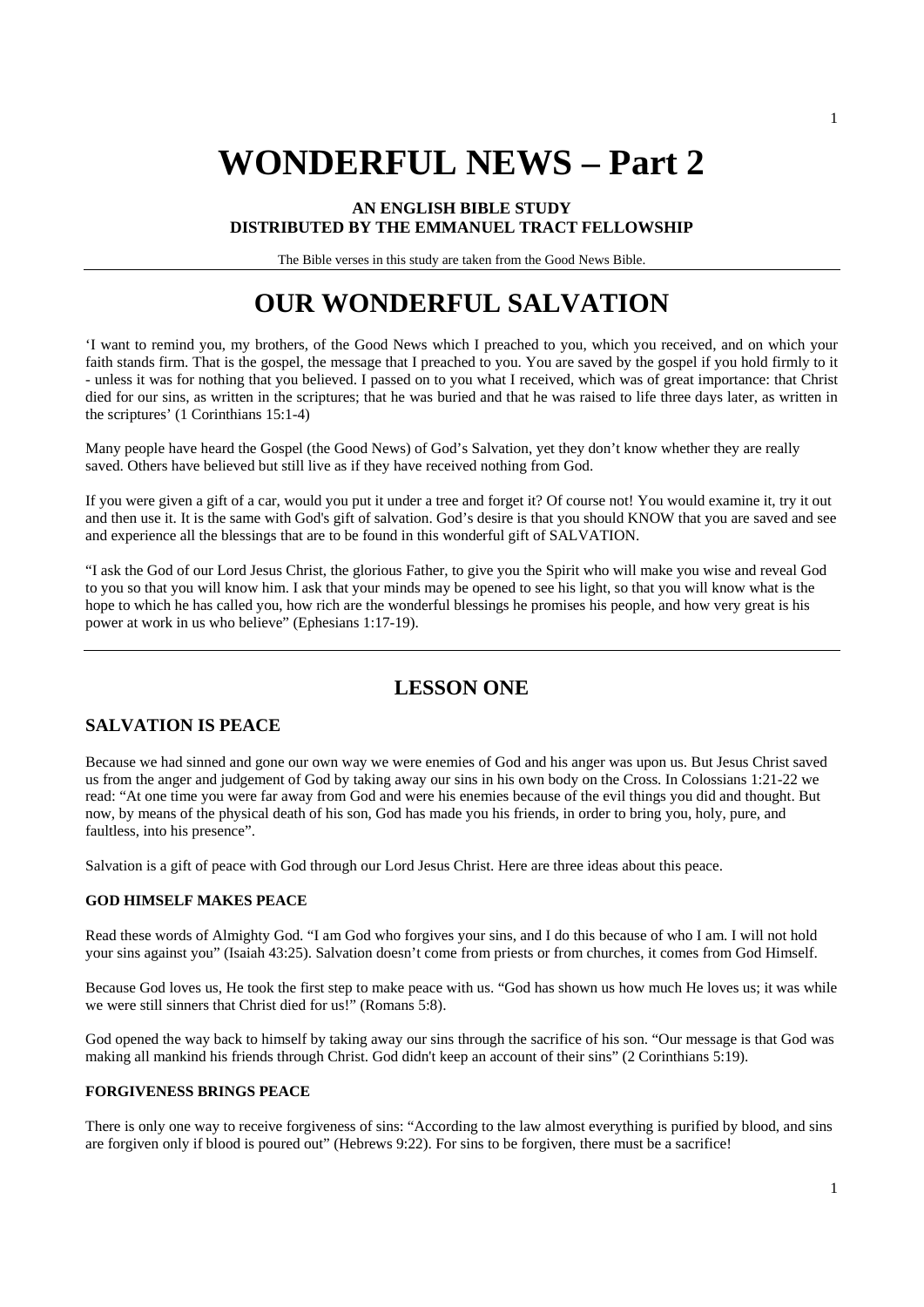# WONDERFUL NEWS – Part 2

**AN ENGLISH BIBLE STUDY**
**DISTRIBUTED BY THE EMMANUEL TRACT FELLOWSHIP**

The Bible verses in this study are taken from the Good News Bible.

---

# OUR WONDERFUL SALVATION

'I want to remind you, my brothers, of the Good News which I preached to you, which you received, and on which your faith stands firm. That is the gospel, the message that I preached to you. You are saved by the gospel if you hold firmly to it - unless it was for nothing that you believed. I passed on to you what I received, which was of great importance: that Christ died for our sins, as written in the scriptures; that he was buried and that he was raised to life three days later, as written in the scriptures' (1 Corinthians 15:1-4)

Many people have heard the Gospel (the Good News) of God's Salvation, yet they don't know whether they are really saved. Others have believed but still live as if they have received nothing from God.

If you were given a gift of a car, would you put it under a tree and forget it? Of course not! You would examine it, try it out and then use it. It is the same with God's gift of salvation. God's desire is that you should KNOW that you are saved and see and experience all the blessings that are to be found in this wonderful gift of SALVATION.

"I ask the God of our Lord Jesus Christ, the glorious Father, to give you the Spirit who will make you wise and reveal God to you so that you will know him. I ask that your minds may be opened to see his light, so that you will know what is the hope to which he has called you, how rich are the wonderful blessings he promises his people, and how very great is his power at work in us who believe" (Ephesians 1:17-19).

---

## LESSON ONE

### SALVATION IS PEACE

Because we had sinned and gone our own way we were enemies of God and his anger was upon us. But Jesus Christ saved us from the anger and judgement of God by taking away our sins in his own body on the Cross. In Colossians 1:21-22 we read: "At one time you were far away from God and were his enemies because of the evil things you did and thought. But now, by means of the physical death of his son, God has made you his friends, in order to bring you, holy, pure, and faultless, into his presence".

Salvation is a gift of peace with God through our Lord Jesus Christ. Here are three ideas about this peace.

#### GOD HIMSELF MAKES PEACE

Read these words of Almighty God. "I am God who forgives your sins, and I do this because of who I am. I will not hold your sins against you" (Isaiah 43:25). Salvation doesn't come from priests or from churches, it comes from God Himself.

Because God loves us, He took the first step to make peace with us. "God has shown us how much He loves us; it was while we were still sinners that Christ died for us!" (Romans 5:8).

God opened the way back to himself by taking away our sins through the sacrifice of his son. "Our message is that God was making all mankind his friends through Christ. God didn't keep an account of their sins" (2 Corinthians 5:19).

#### FORGIVENESS BRINGS PEACE

There is only one way to receive forgiveness of sins: "According to the law almost everything is purified by blood, and sins are forgiven only if blood is poured out" (Hebrews 9:22). For sins to be forgiven, there must be a sacrifice!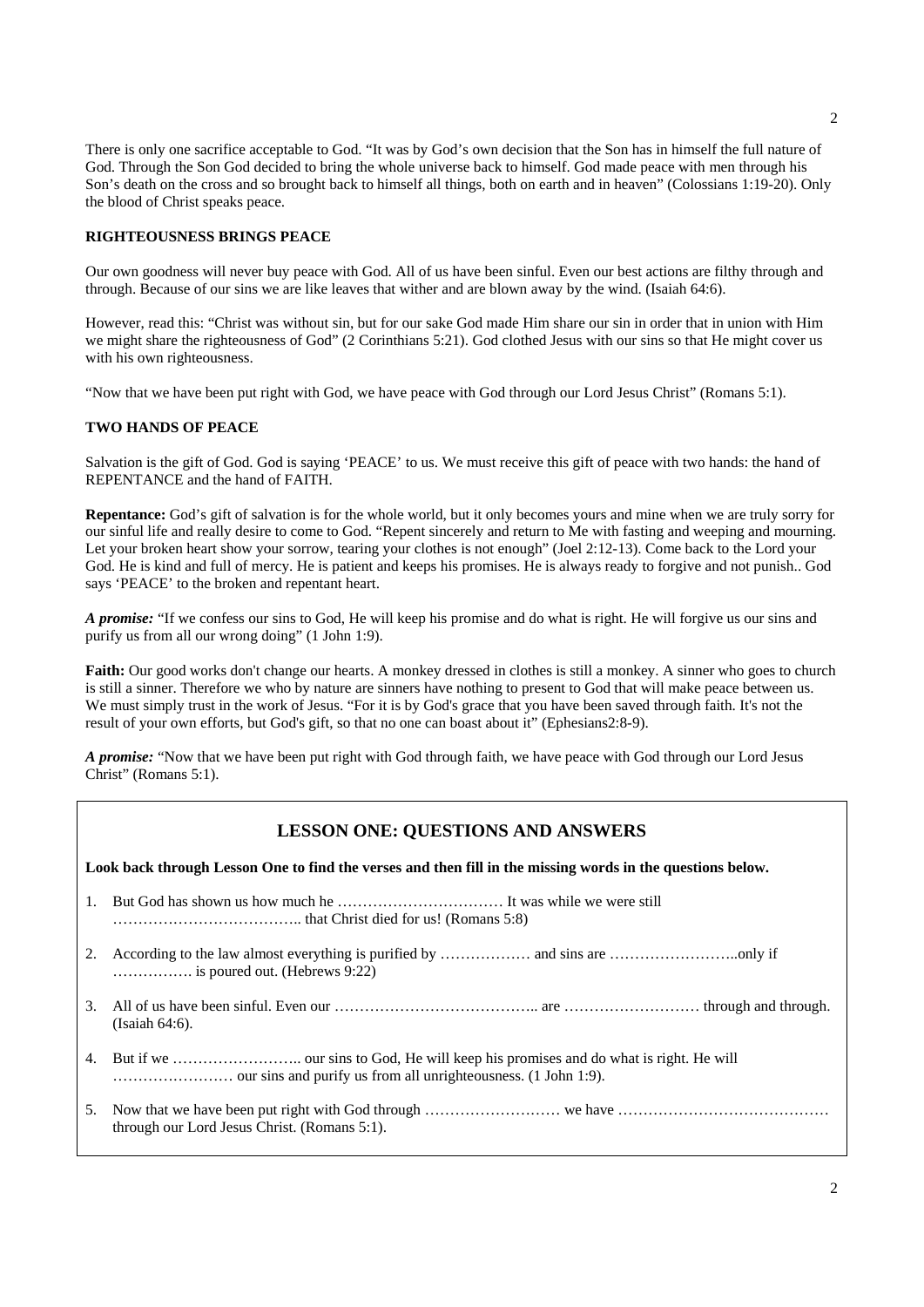There is only one sacrifice acceptable to God. "It was by God's own decision that the Son has in himself the full nature of God. Through the Son God decided to bring the whole universe back to himself. God made peace with men through his Son's death on the cross and so brought back to himself all things, both on earth and in heaven" (Colossians 1:19-20). Only the blood of Christ speaks peace.

### RIGHTEOUSNESS BRINGS PEACE

Our own goodness will never buy peace with God. All of us have been sinful. Even our best actions are filthy through and through. Because of our sins we are like leaves that wither and are blown away by the wind. (Isaiah 64:6).

However, read this: "Christ was without sin, but for our sake God made Him share our sin in order that in union with Him we might share the righteousness of God" (2 Corinthians 5:21). God clothed Jesus with our sins so that He might cover us with his own righteousness.

"Now that we have been put right with God, we have peace with God through our Lord Jesus Christ" (Romans 5:1).

### TWO HANDS OF PEACE

Salvation is the gift of God. God is saying 'PEACE' to us. We must receive this gift of peace with two hands: the hand of REPENTANCE and the hand of FAITH.

**Repentance:** God's gift of salvation is for the whole world, but it only becomes yours and mine when we are truly sorry for our sinful life and really desire to come to God. "Repent sincerely and return to Me with fasting and weeping and mourning. Let your broken heart show your sorrow, tearing your clothes is not enough" (Joel 2:12-13). Come back to the Lord your God. He is kind and full of mercy. He is patient and keeps his promises. He is always ready to forgive and not punish.. God says 'PEACE' to the broken and repentant heart.

***A promise:*** "If we confess our sins to God, He will keep his promise and do what is right. He will forgive us our sins and purify us from all our wrong doing" (1 John 1:9).

**Faith:** Our good works don't change our hearts. A monkey dressed in clothes is still a monkey. A sinner who goes to church is still a sinner. Therefore we who by nature are sinners have nothing to present to God that will make peace between us. We must simply trust in the work of Jesus. "For it is by God's grace that you have been saved through faith. It's not the result of your own efforts, but God's gift, so that no one can boast about it" (Ephesians2:8-9).

***A promise:*** "Now that we have been put right with God through faith, we have peace with God through our Lord Jesus Christ" (Romans 5:1).

## LESSON ONE: QUESTIONS AND ANSWERS

**Look back through Lesson One to find the verses and then fill in the missing words in the questions below.**

1. But God has shown us how much he …………………………… It was while we were still ……………………………….. that Christ died for us! (Romans 5:8)
2. According to the law almost everything is purified by ……………… and sins are ……………………..only if ……………. is poured out. (Hebrews 9:22)
3. All of us have been sinful. Even our ………………………………….. are ……………………… through and through. (Isaiah 64:6).
4. But if we …………………….. our sins to God, He will keep his promises and do what is right. He will …………………… our sins and purify us from all unrighteousness. (1 John 1:9).
5. Now that we have been put right with God through ……………………… we have …………………………………… through our Lord Jesus Christ. (Romans 5:1).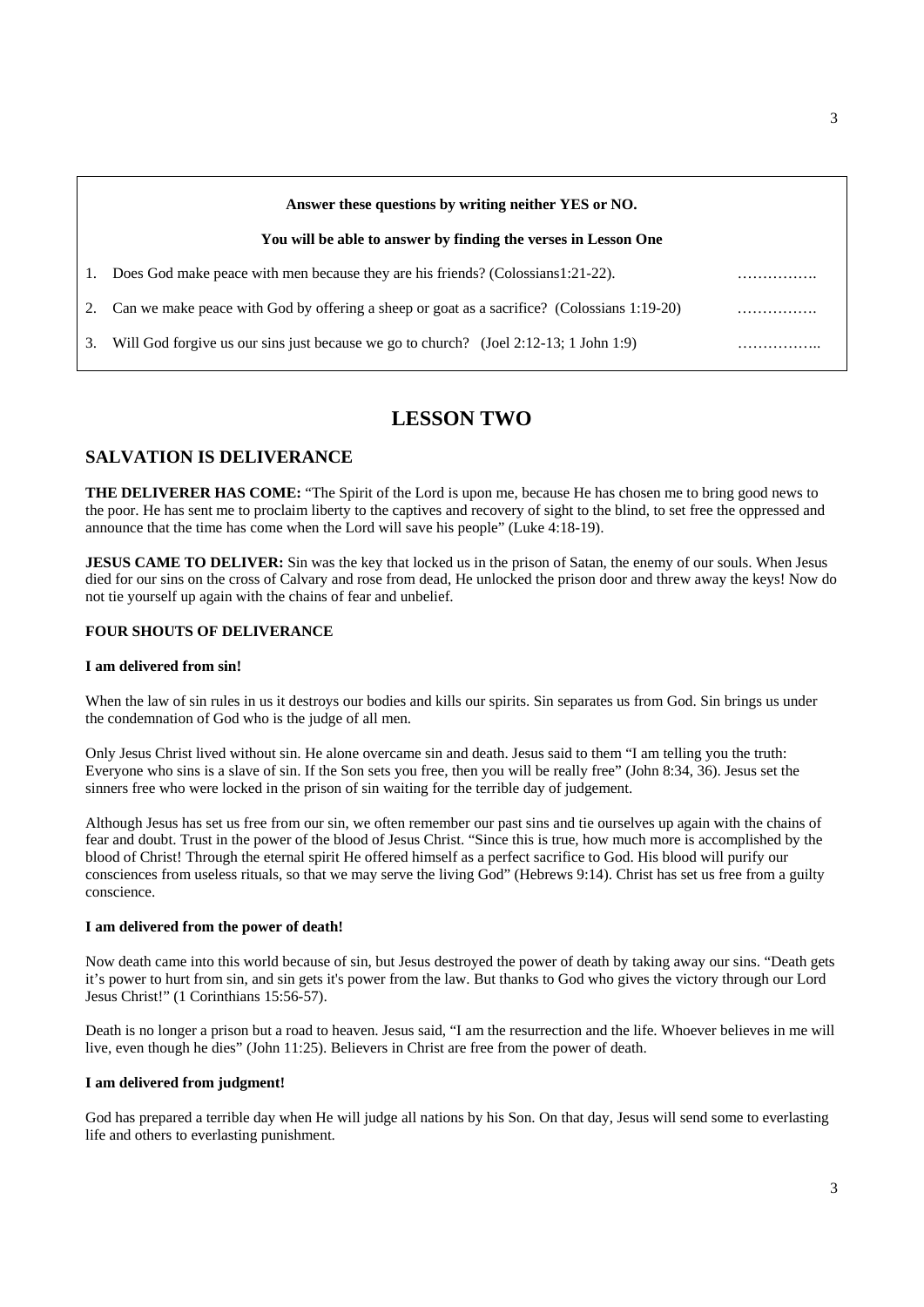**Answer these questions by writing neither YES or NO.**

**You will be able to answer by finding the verses in Lesson One**

1. Does God make peace with men because they are his friends? (Colossians1:21-22). …………….
2. Can we make peace with God by offering a sheep or goat as a sacrifice? (Colossians 1:19-20) …………….
3. Will God forgive us our sins just because we go to church? (Joel 2:12-13; 1 John 1:9) ……………..

# LESSON TWO

## SALVATION IS DELIVERANCE

**THE DELIVERER HAS COME:** "The Spirit of the Lord is upon me, because He has chosen me to bring good news to the poor. He has sent me to proclaim liberty to the captives and recovery of sight to the blind, to set free the oppressed and announce that the time has come when the Lord will save his people" (Luke 4:18-19).

**JESUS CAME TO DELIVER:** Sin was the key that locked us in the prison of Satan, the enemy of our souls. When Jesus died for our sins on the cross of Calvary and rose from dead, He unlocked the prison door and threw away the keys! Now do not tie yourself up again with the chains of fear and unbelief.

### FOUR SHOUTS OF DELIVERANCE

#### I am delivered from sin!

When the law of sin rules in us it destroys our bodies and kills our spirits. Sin separates us from God. Sin brings us under the condemnation of God who is the judge of all men.

Only Jesus Christ lived without sin. He alone overcame sin and death. Jesus said to them "I am telling you the truth: Everyone who sins is a slave of sin. If the Son sets you free, then you will be really free" (John 8:34, 36). Jesus set the sinners free who were locked in the prison of sin waiting for the terrible day of judgement.

Although Jesus has set us free from our sin, we often remember our past sins and tie ourselves up again with the chains of fear and doubt. Trust in the power of the blood of Jesus Christ. "Since this is true, how much more is accomplished by the blood of Christ! Through the eternal spirit He offered himself as a perfect sacrifice to God. His blood will purify our consciences from useless rituals, so that we may serve the living God" (Hebrews 9:14). Christ has set us free from a guilty conscience.

#### I am delivered from the power of death!

Now death came into this world because of sin, but Jesus destroyed the power of death by taking away our sins. "Death gets it's power to hurt from sin, and sin gets it's power from the law. But thanks to God who gives the victory through our Lord Jesus Christ!" (1 Corinthians 15:56-57).

Death is no longer a prison but a road to heaven. Jesus said, "I am the resurrection and the life. Whoever believes in me will live, even though he dies" (John 11:25). Believers in Christ are free from the power of death.

#### I am delivered from judgment!

God has prepared a terrible day when He will judge all nations by his Son. On that day, Jesus will send some to everlasting life and others to everlasting punishment.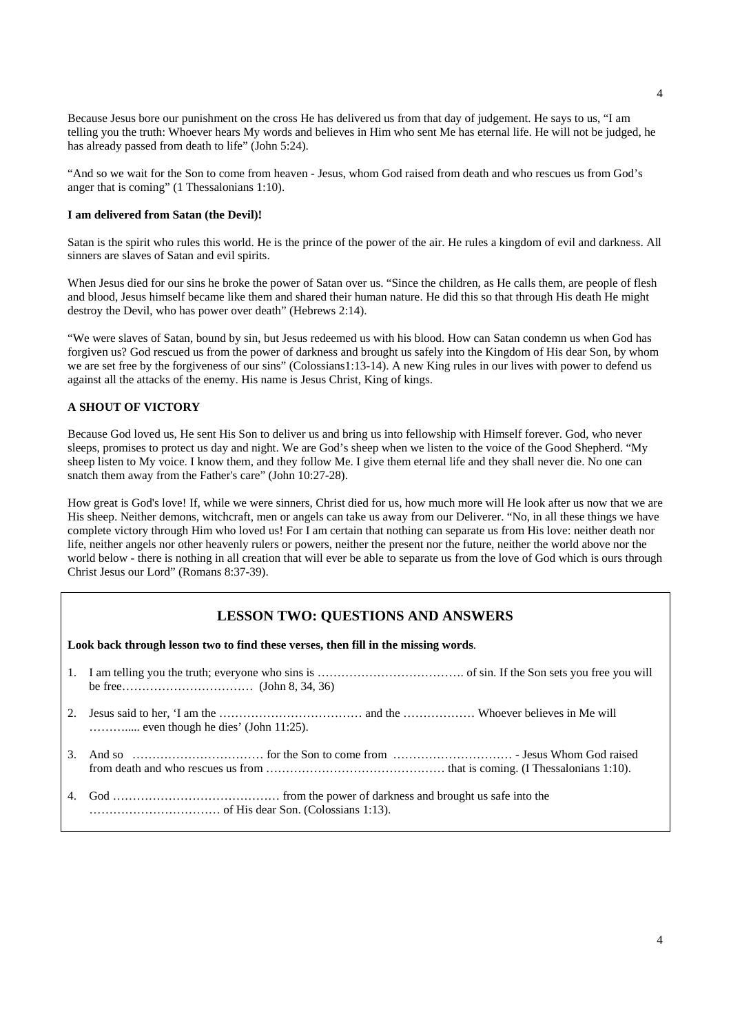Because Jesus bore our punishment on the cross He has delivered us from that day of judgement. He says to us, "I am telling you the truth: Whoever hears My words and believes in Him who sent Me has eternal life. He will not be judged, he has already passed from death to life" (John 5:24).

"And so we wait for the Son to come from heaven - Jesus, whom God raised from death and who rescues us from God's anger that is coming" (1 Thessalonians 1:10).

**I am delivered from Satan (the Devil)!**

Satan is the spirit who rules this world. He is the prince of the power of the air. He rules a kingdom of evil and darkness. All sinners are slaves of Satan and evil spirits.

When Jesus died for our sins he broke the power of Satan over us. "Since the children, as He calls them, are people of flesh and blood, Jesus himself became like them and shared their human nature. He did this so that through His death He might destroy the Devil, who has power over death" (Hebrews 2:14).

"We were slaves of Satan, bound by sin, but Jesus redeemed us with his blood. How can Satan condemn us when God has forgiven us? God rescued us from the power of darkness and brought us safely into the Kingdom of His dear Son, by whom we are set free by the forgiveness of our sins" (Colossians1:13-14). A new King rules in our lives with power to defend us against all the attacks of the enemy. His name is Jesus Christ, King of kings.

**A SHOUT OF VICTORY**

Because God loved us, He sent His Son to deliver us and bring us into fellowship with Himself forever. God, who never sleeps, promises to protect us day and night. We are God's sheep when we listen to the voice of the Good Shepherd. "My sheep listen to My voice. I know them, and they follow Me. I give them eternal life and they shall never die. No one can snatch them away from the Father's care" (John 10:27-28).

How great is God's love! If, while we were sinners, Christ died for us, how much more will He look after us now that we are His sheep. Neither demons, witchcraft, men or angels can take us away from our Deliverer. "No, in all these things we have complete victory through Him who loved us! For I am certain that nothing can separate us from His love: neither death nor life, neither angels nor other heavenly rulers or powers, neither the present nor the future, neither the world above nor the world below - there is nothing in all creation that will ever be able to separate us from the love of God which is ours through Christ Jesus our Lord" (Romans 8:37-39).

## LESSON TWO: QUESTIONS AND ANSWERS

**Look back through lesson two to find these verses, then fill in the missing words**.

1. I am telling you the truth; everyone who sins is ………………………………. of sin. If the Son sets you free you will be free…………………………… (John 8, 34, 36)
2. Jesus said to her, 'I am the ……………………………… and the ……………… Whoever believes in Me will ……….... even though he dies' (John 11:25).
3. And so …………………………… for the Son to come from ………………………… - Jesus Whom God raised from death and who rescues us from ……………………………………… that is coming. (I Thessalonians 1:10).
4. God …………………………………… from the power of darkness and brought us safe into the …………………………… of His dear Son. (Colossians 1:13).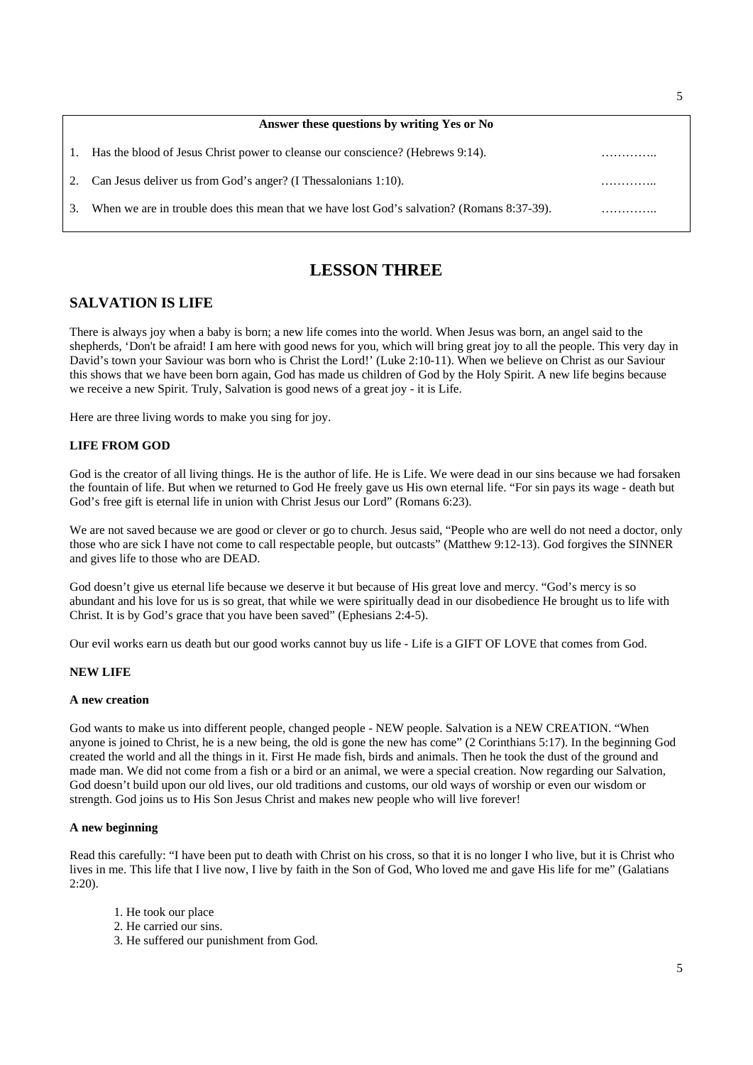**Answer these questions by writing Yes or No**

1. Has the blood of Jesus Christ power to cleanse our conscience? (Hebrews 9:14). …………..
2. Can Jesus deliver us from God's anger? (I Thessalonians 1:10). …………..
3. When we are in trouble does this mean that we have lost God's salvation? (Romans 8:37-39). …………..

# LESSON THREE

## SALVATION IS LIFE

There is always joy when a baby is born; a new life comes into the world. When Jesus was born, an angel said to the shepherds, 'Don't be afraid! I am here with good news for you, which will bring great joy to all the people. This very day in David's town your Saviour was born who is Christ the Lord!' (Luke 2:10-11). When we believe on Christ as our Saviour this shows that we have been born again, God has made us children of God by the Holy Spirit. A new life begins because we receive a new Spirit. Truly, Salvation is good news of a great joy - it is Life.

Here are three living words to make you sing for joy.

### LIFE FROM GOD

God is the creator of all living things. He is the author of life. He is Life. We were dead in our sins because we had forsaken the fountain of life. But when we returned to God He freely gave us His own eternal life. "For sin pays its wage - death but God's free gift is eternal life in union with Christ Jesus our Lord" (Romans 6:23).

We are not saved because we are good or clever or go to church. Jesus said, "People who are well do not need a doctor, only those who are sick I have not come to call respectable people, but outcasts" (Matthew 9:12-13). God forgives the SINNER and gives life to those who are DEAD.

God doesn't give us eternal life because we deserve it but because of His great love and mercy. "God's mercy is so abundant and his love for us is so great, that while we were spiritually dead in our disobedience He brought us to life with Christ. It is by God's grace that you have been saved" (Ephesians 2:4-5).

Our evil works earn us death but our good works cannot buy us life - Life is a GIFT OF LOVE that comes from God.

### NEW LIFE

#### A new creation

God wants to make us into different people, changed people - NEW people. Salvation is a NEW CREATION. "When anyone is joined to Christ, he is a new being, the old is gone the new has come" (2 Corinthians 5:17). In the beginning God created the world and all the things in it. First He made fish, birds and animals. Then he took the dust of the ground and made man. We did not come from a fish or a bird or an animal, we were a special creation. Now regarding our Salvation, God doesn't build upon our old lives, our old traditions and customs, our old ways of worship or even our wisdom or strength. God joins us to His Son Jesus Christ and makes new people who will live forever!

#### A new beginning

Read this carefully: "I have been put to death with Christ on his cross, so that it is no longer I who live, but it is Christ who lives in me. This life that I live now, I live by faith in the Son of God, Who loved me and gave His life for me" (Galatians 2:20).

1. He took our place
2. He carried our sins.
3. He suffered our punishment from God.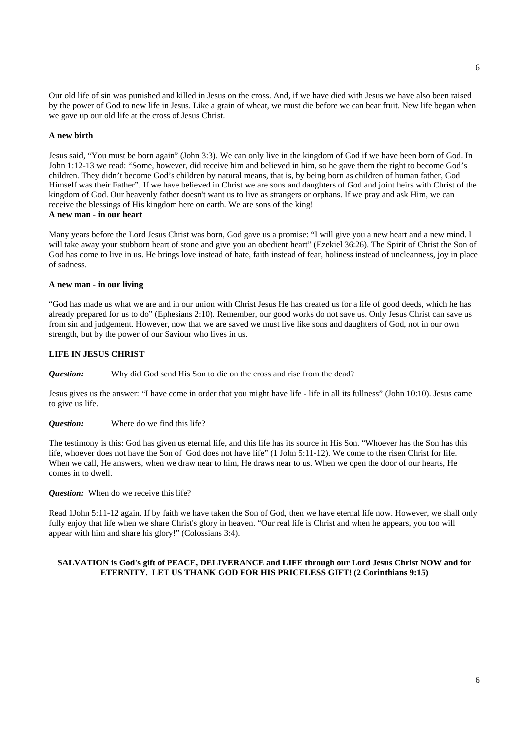Our old life of sin was punished and killed in Jesus on the cross. And, if we have died with Jesus we have also been raised by the power of God to new life in Jesus. Like a grain of wheat, we must die before we can bear fruit. New life began when we gave up our old life at the cross of Jesus Christ.

**A new birth**

Jesus said, "You must be born again" (John 3:3). We can only live in the kingdom of God if we have been born of God. In John 1:12-13 we read: "Some, however, did receive him and believed in him, so he gave them the right to become God's children. They didn't become God's children by natural means, that is, by being born as children of human father, God Himself was their Father". If we have believed in Christ we are sons and daughters of God and joint heirs with Christ of the kingdom of God. Our heavenly father doesn't want us to live as strangers or orphans. If we pray and ask Him, we can receive the blessings of His kingdom here on earth. We are sons of the king!

**A new man - in our heart**

Many years before the Lord Jesus Christ was born, God gave us a promise: "I will give you a new heart and a new mind. I will take away your stubborn heart of stone and give you an obedient heart" (Ezekiel 36:26). The Spirit of Christ the Son of God has come to live in us. He brings love instead of hate, faith instead of fear, holiness instead of uncleanness, joy in place of sadness.

**A new man - in our living**

"God has made us what we are and in our union with Christ Jesus He has created us for a life of good deeds, which he has already prepared for us to do" (Ephesians 2:10). Remember, our good works do not save us. Only Jesus Christ can save us from sin and judgement. However, now that we are saved we must live like sons and daughters of God, not in our own strength, but by the power of our Saviour who lives in us.

**LIFE IN JESUS CHRIST**

***Question:*** Why did God send His Son to die on the cross and rise from the dead?

Jesus gives us the answer: "I have come in order that you might have life - life in all its fullness" (John 10:10). Jesus came to give us life.

***Question:*** Where do we find this life?

The testimony is this: God has given us eternal life, and this life has its source in His Son. "Whoever has the Son has this life, whoever does not have the Son of God does not have life" (1 John 5:11-12). We come to the risen Christ for life. When we call, He answers, when we draw near to him, He draws near to us. When we open the door of our hearts, He comes in to dwell.

***Question:*** When do we receive this life?

Read 1John 5:11-12 again. If by faith we have taken the Son of God, then we have eternal life now. However, we shall only fully enjoy that life when we share Christ's glory in heaven. "Our real life is Christ and when he appears, you too will appear with him and share his glory!" (Colossians 3:4).

**SALVATION is God's gift of PEACE, DELIVERANCE and LIFE through our Lord Jesus Christ NOW and for ETERNITY. LET US THANK GOD FOR HIS PRICELESS GIFT! (2 Corinthians 9:15)**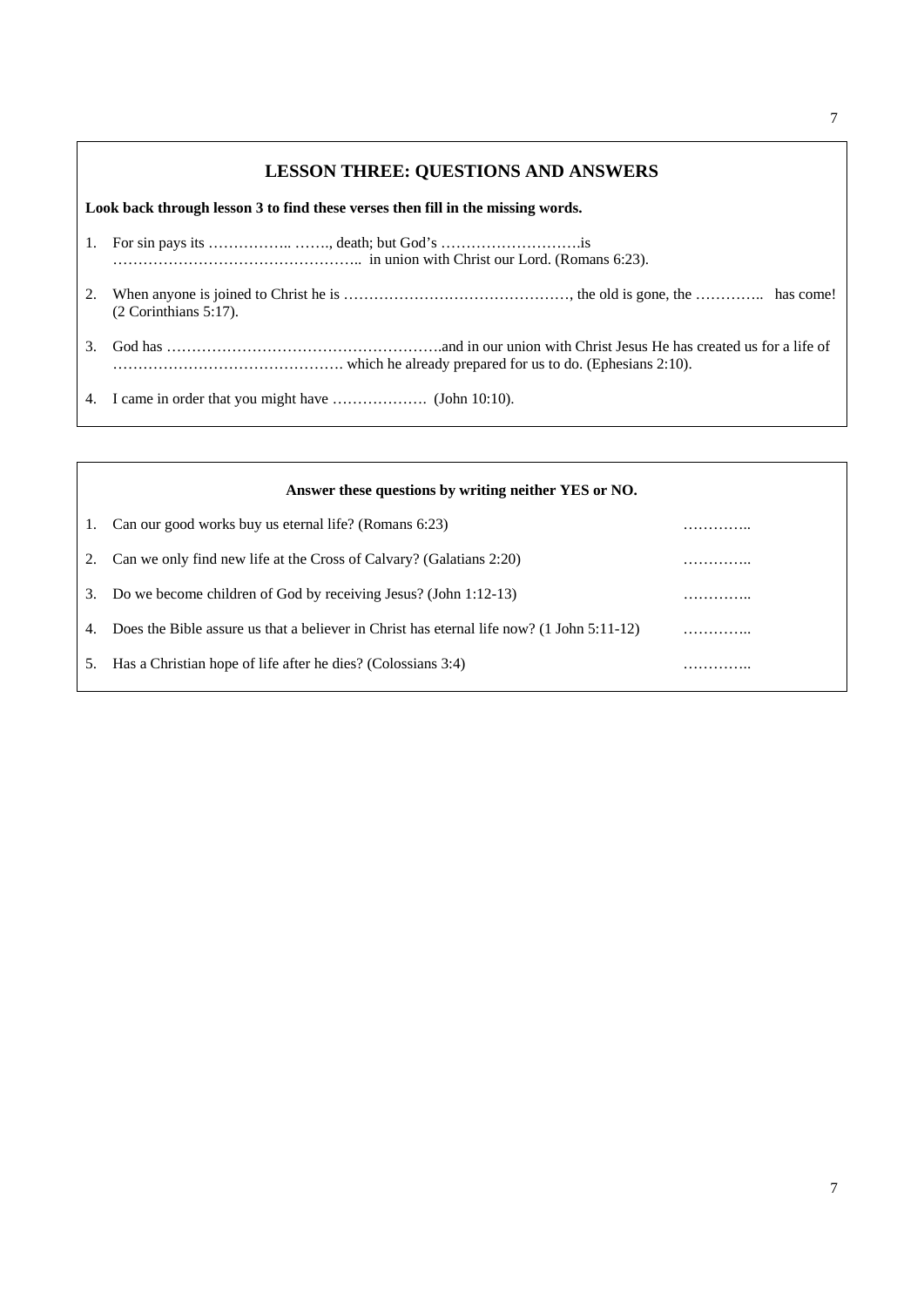## LESSON THREE: QUESTIONS AND ANSWERS

**Look back through lesson 3 to find these verses then fill in the missing words.**

1. For sin pays its …………….. ……., death; but God's ……………………….is ………………………………………….. in union with Christ our Lord. (Romans 6:23).
2. When anyone is joined to Christ he is ………………………………………, the old is gone, the ………….. has come! (2 Corinthians 5:17).
3. God has ……………………………………………….and in our union with Christ Jesus He has created us for a life of ………………………………………. which he already prepared for us to do. (Ephesians 2:10).
4. I came in order that you might have ………………. (John 10:10).

**Answer these questions by writing neither YES or NO.**

1. Can our good works buy us eternal life? (Romans 6:23) …………..
2. Can we only find new life at the Cross of Calvary? (Galatians 2:20) …………..
3. Do we become children of God by receiving Jesus? (John 1:12-13) …………..
4. Does the Bible assure us that a believer in Christ has eternal life now? (1 John 5:11-12) …………..
5. Has a Christian hope of life after he dies? (Colossians 3:4) …………..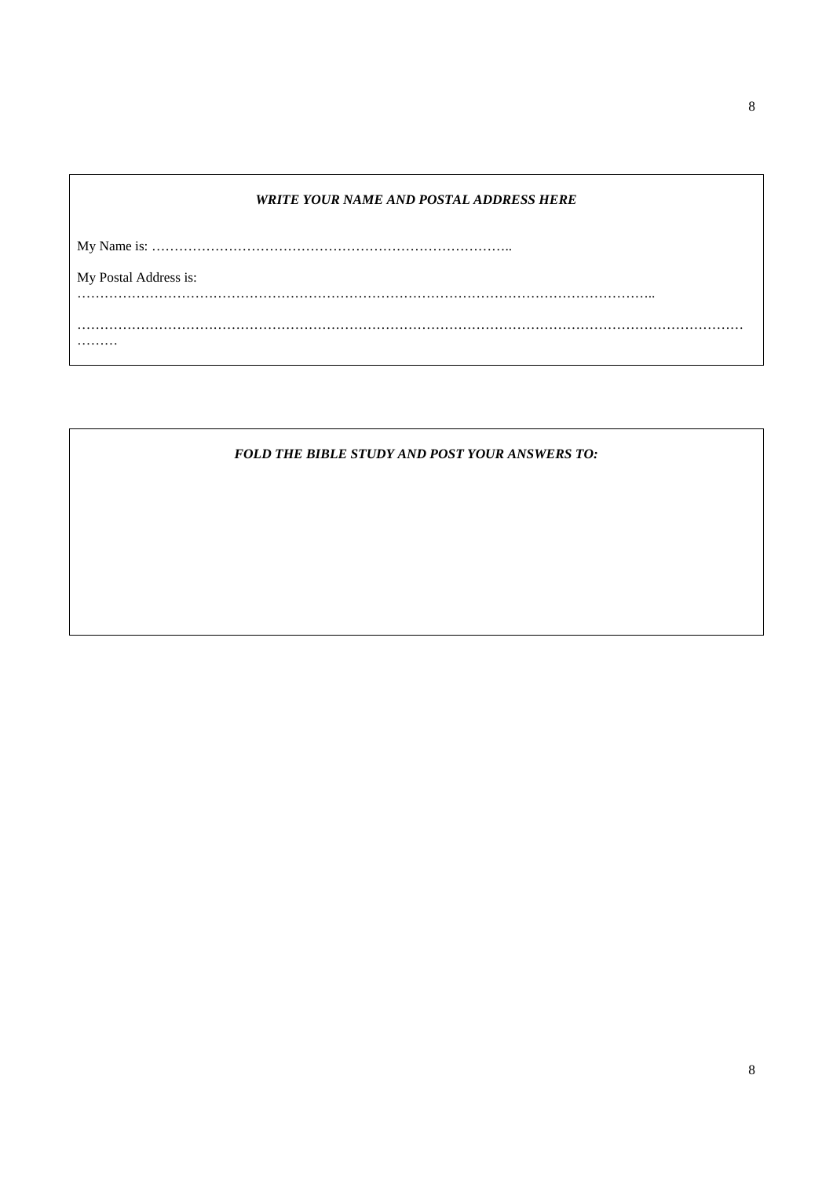***WRITE YOUR NAME AND POSTAL ADDRESS HERE***

My Name is: ……………………………………………………………………..

My Postal Address is:
………………………………………………………………………………………………………..

………………………………………………………………………………………………………………………………
………

***FOLD THE BIBLE STUDY AND POST YOUR ANSWERS TO:***